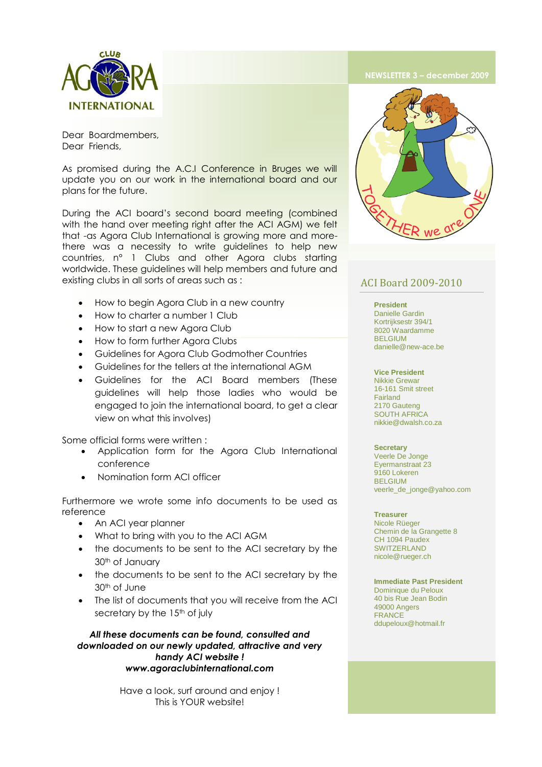NEWSLETTER 3 – december 2009

Dear Boardmembers,
Dear Friends,

As promised during the A.C.I Conference in Bruges we will update you on our work in the international board and our plans for the future.

During the ACI board's second board meeting (combined with the hand over meeting right after the ACI AGM) we felt that -as Agora Club International is growing more and more- there was a necessity to write guidelines to help new countries, n° 1 Clubs and other Agora clubs starting worldwide. These guidelines will help members and future and existing clubs in all sorts of areas such as :

- How to begin Agora Club in a new country
- How to charter a number 1 Club
- How to start a new Agora Club
- How to form further Agora Clubs
- Guidelines for Agora Club Godmother Countries
- Guidelines for the tellers at the international AGM
- Guidelines for the ACI Board members (These guidelines will help those ladies who would be engaged to join the international board, to get a clear view on what this involves)

Some official forms were written :

- Application form for the Agora Club International conference
- Nomination form ACI officer

Furthermore we wrote some info documents to be used as reference

- An ACI year planner
- What to bring with you to the ACI AGM
- the documents to be sent to the ACI secretary by the 30th of January
- the documents to be sent to the ACI secretary by the 30th of June
- The list of documents that you will receive from the ACI secretary by the 15th of july

***All these documents can be found, consulted and downloaded on our newly updated, attractive and very handy ACI website !***
***www.agoraclubinternational.com***

Have a look, surf around and enjoy !
This is YOUR website!

## ACI Board 2009-2010

**President**
Danielle Gardin
Kortrijksestr 394/1
8020 Waardamme
BELGIUM
danielle@new-ace.be

**Vice President**
Nikkie Grewar
16-161 Smit street
Fairland
2170 Gauteng
SOUTH AFRICA
nikkie@dwalsh.co.za

**Secretary**
Veerle De Jonge
Eyermanstraat 23
9160 Lokeren
BELGIUM
veerle_de_jonge@yahoo.com

**Treasurer**
Nicole Rüeger
Chemin de la Grangette 8
CH 1094 Paudex
SWITZERLAND
nicole@rueger.ch

**Immediate Past President**
Dominique du Peloux
40 bis Rue Jean Bodin
49000 Angers
FRANCE
ddupeloux@hotmail.fr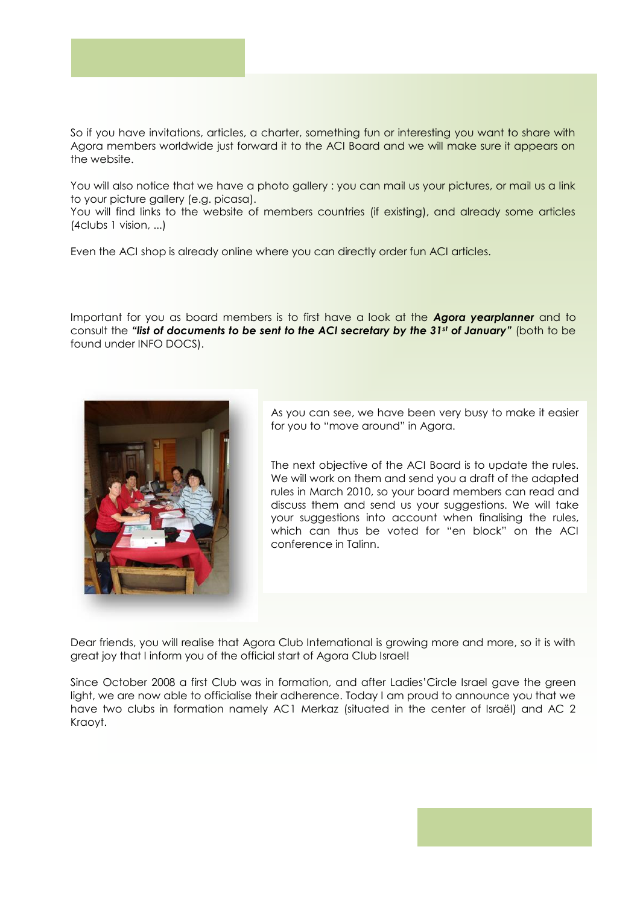So if you have invitations, articles, a charter, something fun or interesting you want to share with Agora members worldwide just forward it to the ACI Board and we will make sure it appears on the website.

You will also notice that we have a photo gallery : you can mail us your pictures, or mail us a link to your picture gallery (e.g. picasa).
You will find links to the website of members countries (if existing), and already some articles (4clubs 1 vision, ...)

Even the ACI shop is already online where you can directly order fun ACI articles.

Important for you as board members is to first have a look at the ***Agora yearplanner*** and to consult the ***"list of documents to be sent to the ACI secretary by the 31st of January"*** (both to be found under INFO DOCS).

As you can see, we have been very busy to make it easier for you to "move around" in Agora.

The next objective of the ACI Board is to update the rules. We will work on them and send you a draft of the adapted rules in March 2010, so your board members can read and discuss them and send us your suggestions. We will take your suggestions into account when finalising the rules, which can thus be voted for "en block" on the ACI conference in Talinn.

Dear friends, you will realise that Agora Club International is growing more and more, so it is with great joy that I inform you of the official start of Agora Club Israel!

Since October 2008 a first Club was in formation, and after Ladies'Circle Israel gave the green light, we are now able to officialise their adherence. Today I am proud to announce you that we have two clubs in formation namely AC1 Merkaz (situated in the center of Israël) and AC 2 Kraoyt.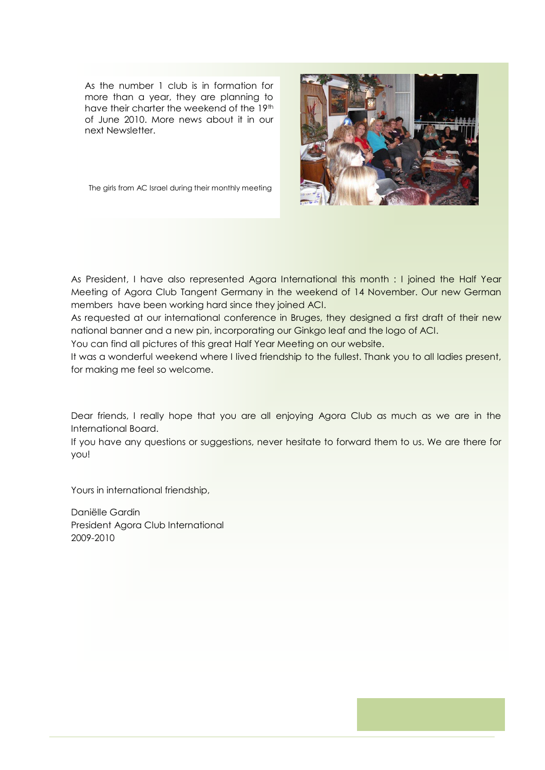As the number 1 club is in formation for more than a year, they are planning to have their charter the weekend of the 19th of June 2010. More news about it in our next Newsletter.

The girls from AC Israel during their monthly meeting

As President, I have also represented Agora International this month : I joined the Half Year Meeting of Agora Club Tangent Germany in the weekend of 14 November. Our new German members have been working hard since they joined ACI.

As requested at our international conference in Bruges, they designed a first draft of their new national banner and a new pin, incorporating our Ginkgo leaf and the logo of ACI.

You can find all pictures of this great Half Year Meeting on our website.

It was a wonderful weekend where I lived friendship to the fullest. Thank you to all ladies present, for making me feel so welcome.

Dear friends, I really hope that you are all enjoying Agora Club as much as we are in the International Board.

If you have any questions or suggestions, never hesitate to forward them to us. We are there for you!

Yours in international friendship,

Daniëlle Gardin
President Agora Club International
2009-2010